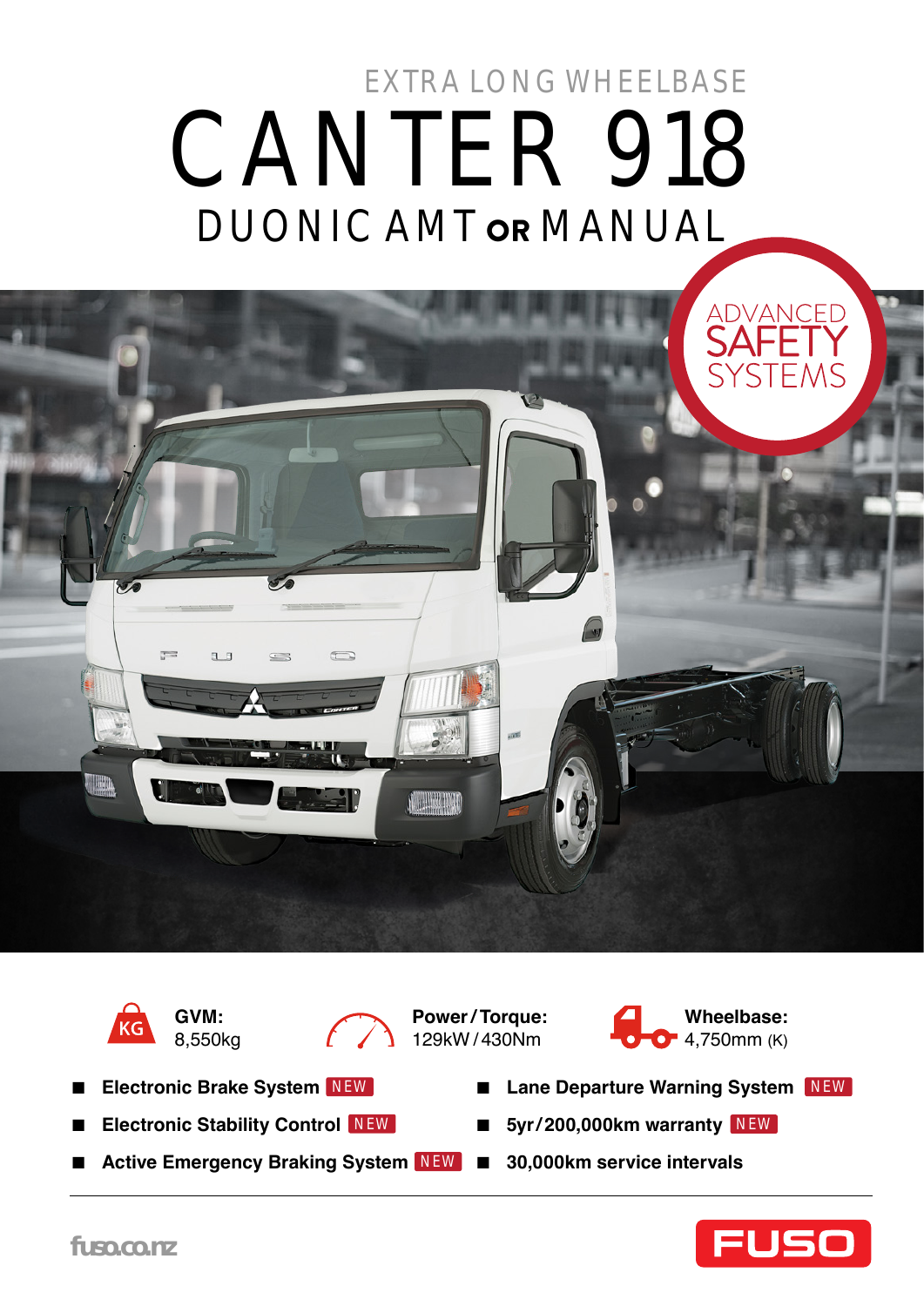EXTRA LONG WHEELBASE

# CANTER 918

## DUONIC AMT OR MANUAL

ADVANCED SAFETY SYSTEMS

**GVM:** 8,550kg

**Power / Torque:** 129kW / 430Nm

**Wheelbase:** 4,750mm (K)

- **Electronic Brake System** NEW
- **Electronic Stability Control** NEW
- **Active Emergency Braking System** NEW
- **Lane Departure Warning System** NEW
- **5yr/200,000km warranty** NEW
- **30,000km service intervals**

fuso.co.nz

FUSO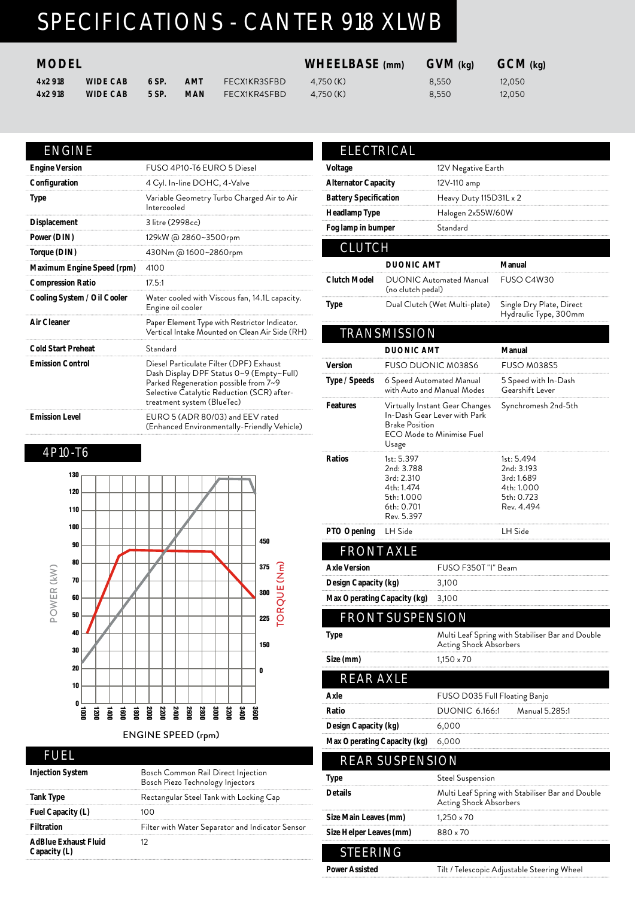# SPECIFICATIONS - CANTER 918 XLWB

| MODEL | | | | | WHEELBASE (mm) | GVM (kg) | GCM (kg) |
|---|---|---|---|---|---|---|---|
| 4x2 918 | WIDE CAB | 6 SP. | AMT | FECX1KR3SFBD | 4,750 (K) | 8,550 | 12,050 |
| 4x2 918 | WIDE CAB | 5 SP. | MAN | FECX1KR4SFBD | 4,750 (K) | 8,550 | 12,050 |

## ENGINE

| | |
|---|---|
| **Engine Version** | FUSO 4P10-T6 EURO 5 Diesel |
| **Configuration** | 4 Cyl. In-line DOHC, 4-Valve |
| **Type** | Variable Geometry Turbo Charged Air to Air Intercooled |
| **Displacement** | 3 litre (2998cc) |
| **Power (DIN)** | 129kW @ 2860~3500rpm |
| **Torque (DIN)** | 430Nm @ 1600~2860rpm |
| **Maximum Engine Speed (rpm)** | 4100 |
| **Compression Ratio** | 17.5:1 |
| **Cooling System / Oil Cooler** | Water cooled with Viscous fan, 14.1L capacity. Engine oil cooler |
| **Air Cleaner** | Paper Element Type with Restrictor Indicator. Vertical Intake Mounted on Clean Air Side (RH) |
| **Cold Start Preheat** | Standard |
| **Emission Control** | Diesel Particulate Filter (DPF) Exhaust Dash Display DPF Status 0~9 (Empty~Full) Parked Regeneration possible from 7~9 Selective Catalytic Reduction (SCR) after-treatment system (BlueTec) |
| **Emission Level** | EURO 5 (ADR 80/03) and EEV rated (Enhanced Environmentally-Friendly Vehicle) |

## 4P10-T6

POWER (kW) / TORQUE (Nm)

ENGINE SPEED (rpm)

## FUEL

| | |
|---|---|
| **Injection System** | Bosch Common Rail Direct Injection Bosch Piezo Technology Injectors |
| **Tank Type** | Rectangular Steel Tank with Locking Cap |
| **Fuel Capacity (L)** | 100 |
| **Filtration** | Filter with Water Separator and Indicator Sensor |
| **AdBlue Exhaust Fluid Capacity (L)** | 12 |

## ELECTRICAL

| | |
|---|---|
| **Voltage** | 12V Negative Earth |
| **Alternator Capacity** | 12V-110 amp |
| **Battery Specification** | Heavy Duty 115D31L x 2 |
| **Headlamp Type** | Halogen 2x55W/60W |
| **Fog lamp in bumper** | Standard |

## CLUTCH

| | DUONIC AMT | Manual |
|---|---|---|
| **Clutch Model** | DUONIC Automated Manual (no clutch pedal) | FUSO C4W30 |
| **Type** | Dual Clutch (Wet Multi-plate) | Single Dry Plate, Direct Hydraulic Type, 300mm |

## TRANSMISSION

| | DUONIC AMT | Manual |
|---|---|---|
| **Version** | FUSO DUONIC M038S6 | FUSO M038S5 |
| **Type / Speeds** | 6 Speed Automated Manual with Auto and Manual Modes | 5 Speed with In-Dash Gearshift Lever |
| **Features** | Virtually Instant Gear Changes In-Dash Gear Lever with Park Brake Position ECO Mode to Minimise Fuel Usage | Synchromesh 2nd-5th |
| **Ratios** | 1st: 5.397 2nd: 3.788 3rd: 2.310 4th: 1.474 5th: 1.000 6th: 0.701 Rev. 5.397 | 1st: 5.494 2nd: 3.193 3rd: 1.689 4th: 1.000 5th: 0.723 Rev. 4.494 |
| **PTO Opening** | LH Side | LH Side |

## FRONT AXLE

| | |
|---|---|
| **Axle Version** | FUSO F350T "I" Beam |
| **Design Capacity (kg)** | 3,100 |
| **Max Operating Capacity (kg)** | 3,100 |

## FRONT SUSPENSION

| | |
|---|---|
| **Type** | Multi Leaf Spring with Stabiliser Bar and Double Acting Shock Absorbers |
| **Size (mm)** | 1,150 x 70 |

## REAR AXLE

| | |
|---|---|
| **Axle** | FUSO D035 Full Floating Banjo |
| **Ratio** | DUONIC 6.166:1 Manual 5.285:1 |
| **Design Capacity (kg)** | 6,000 |
| **Max Operating Capacity (kg)** | 6,000 |

## REAR SUSPENSION

| | |
|---|---|
| **Type** | Steel Suspension |
| **Details** | Multi Leaf Spring with Stabiliser Bar and Double Acting Shock Absorbers |
| **Size Main Leaves (mm)** | 1,250 x 70 |
| **Size Helper Leaves (mm)** | 880 x 70 |

## STEERING

| | |
|---|---|
| **Power Assisted** | Tilt / Telescopic Adjustable Steering Wheel |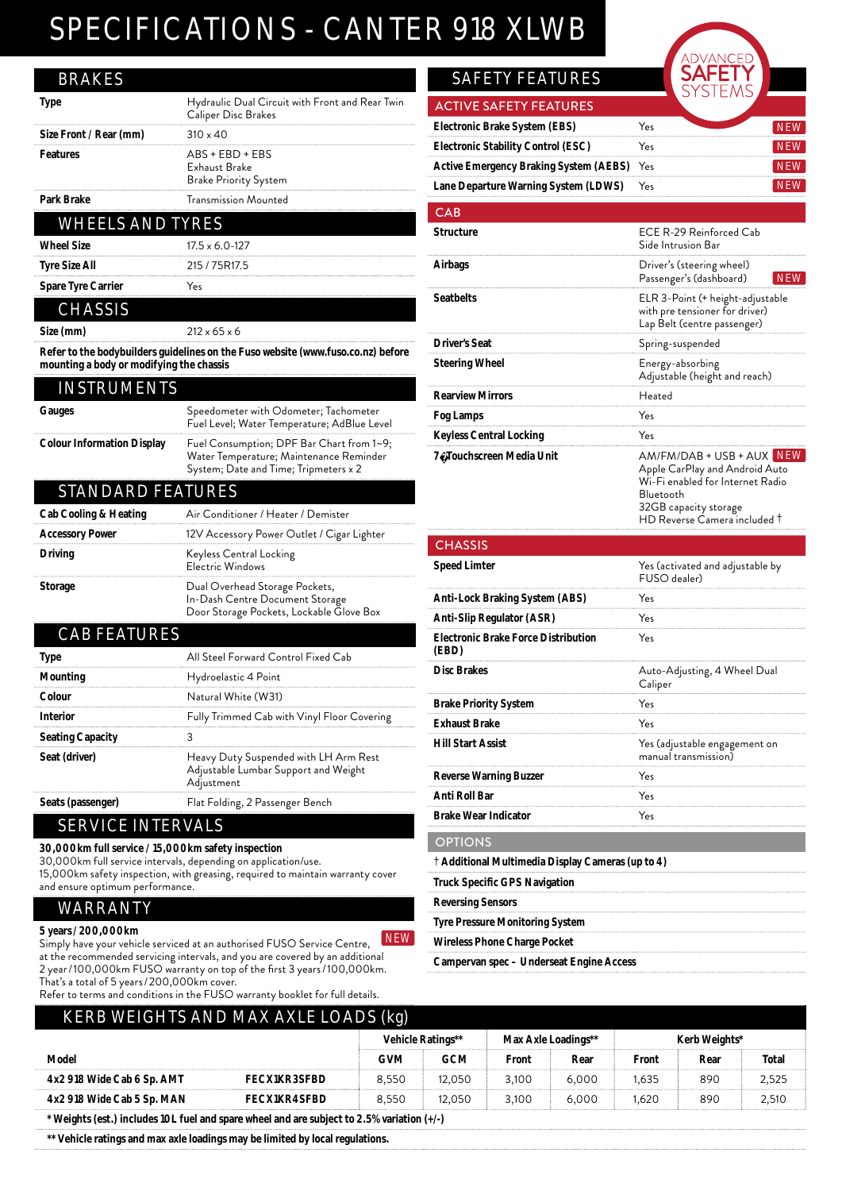# SPECIFICATIONS - CANTER 918 XLWB

## BRAKES

| | |
|---|---|
| **Type** | Hydraulic Dual Circuit with Front and Rear Twin Caliper Disc Brakes |
| **Size Front / Rear (mm)** | 310 x 40 |
| **Features** | ABS + EBD + EBS<br>Exhaust Brake<br>Brake Priority System |
| **Park Brake** | Transmission Mounted |

## WHEELS AND TYRES

| | |
|---|---|
| **Wheel Size** | 17.5 x 6.0-127 |
| **Tyre Size All** | 215 / 75R17.5 |
| **Spare Tyre Carrier** | Yes |

## CHASSIS

| | |
|---|---|
| **Size (mm)** | 212 x 65 x 6 |

**Refer to the bodybuilders guidelines on the Fuso website (www.fuso.co.nz) before mounting a body or modifying the chassis**

## INSTRUMENTS

| | |
|---|---|
| **Gauges** | Speedometer with Odometer; Tachometer Fuel Level; Water Temperature; AdBlue Level |
| **Colour Information Display** | Fuel Consumption; DPF Bar Chart from 1~9; Water Temperature; Maintenance Reminder System; Date and Time; Tripmeters x 2 |

## STANDARD FEATURES

| | |
|---|---|
| **Cab Cooling & Heating** | Air Conditioner / Heater / Demister |
| **Accessory Power** | 12V Accessory Power Outlet / Cigar Lighter |
| **Driving** | Keyless Central Locking<br>Electric Windows |
| **Storage** | Dual Overhead Storage Pockets,<br>In-Dash Centre Document Storage<br>Door Storage Pockets, Lockable Glove Box |

## CAB FEATURES

| | |
|---|---|
| **Type** | All Steel Forward Control Fixed Cab |
| **Mounting** | Hydroelastic 4 Point |
| **Colour** | Natural White (W31) |
| **Interior** | Fully Trimmed Cab with Vinyl Floor Covering |
| **Seating Capacity** | 3 |
| **Seat (driver)** | Heavy Duty Suspended with LH Arm Rest Adjustable Lumbar Support and Weight Adjustment |
| **Seats (passenger)** | Flat Folding, 2 Passenger Bench |

## SERVICE INTERVALS

**30,000km full service / 15,000km safety inspection**
30,000km full service intervals, depending on application/use.
15,000km safety inspection, with greasing, required to maintain warranty cover and ensure optimum performance.

## WARRANTY

**5 years / 200,000km** NEW
Simply have your vehicle serviced at an authorised FUSO Service Centre, at the recommended servicing intervals, and you are covered by an additional 2 year/100,000km FUSO warranty on top of the first 3 years/100,000km. That's a total of 5 years/200,000km cover.
Refer to terms and conditions in the FUSO warranty booklet for full details.

## SAFETY FEATURES

ADVANCED SAFETY SYSTEMS

### ACTIVE SAFETY FEATURES

| | | |
|---|---|---|
| **Electronic Brake System (EBS)** | Yes | NEW |
| **Electronic Stability Control (ESC)** | Yes | NEW |
| **Active Emergency Braking System (AEBS)** | Yes | NEW |
| **Lane Departure Warning System (LDWS)** | Yes | NEW |

### CAB

| | |
|---|---|
| **Structure** | ECE R-29 Reinforced Cab<br>Side Intrusion Bar |
| **Airbags** | Driver's (steering wheel)<br>Passenger's (dashboard) NEW |
| **Seatbelts** | ELR 3-Point (+ height-adjustable with pre tensioner for driver)<br>Lap Belt (centre passenger) |
| **Driver's Seat** | Spring-suspended |
| **Steering Wheel** | Energy-absorbing<br>Adjustable (height and reach) |
| **Rearview Mirrors** | Heated |
| **Fog Lamps** | Yes |
| **Keyless Central Locking** | Yes |
| **7" Touchscreen Media Unit** | AM/FM/DAB + USB + AUX NEW<br>Apple CarPlay and Android Auto<br>Wi-Fi enabled for Internet Radio<br>Bluetooth<br>32GB capacity storage<br>HD Reverse Camera included † |

### CHASSIS

| | |
|---|---|
| **Speed Limter** | Yes (activated and adjustable by FUSO dealer) |
| **Anti-Lock Braking System (ABS)** | Yes |
| **Anti-Slip Regulator (ASR)** | Yes |
| **Electronic Brake Force Distribution (EBD)** | Yes |
| **Disc Brakes** | Auto-Adjusting, 4 Wheel Dual Caliper |
| **Brake Priority System** | Yes |
| **Exhaust Brake** | Yes |
| **Hill Start Assist** | Yes (adjustable engagement on manual transmission) |
| **Reverse Warning Buzzer** | Yes |
| **Anti Roll Bar** | Yes |
| **Brake Wear Indicator** | Yes |

### OPTIONS

- † **Additional Multimedia Display Cameras (up to 4)**
- **Truck Specific GPS Navigation**
- **Reversing Sensors**
- **Tyre Pressure Monitoring System**
- **Wireless Phone Charge Pocket**
- **Campervan spec - Underseat Engine Access**

## KERB WEIGHTS AND MAX AXLE LOADS (kg)

| Model | | Vehicle Ratings** | | Max Axle Loadings** | | Kerb Weights* | | |
|---|---|---|---|---|---|---|---|---|
| | | GVM | GCM | Front | Rear | Front | Rear | Total |
| **4x2 918 Wide Cab 6 Sp. AMT** | **FECX1KR3SFBD** | 8,550 | 12,050 | 3,100 | 6,000 | 1,635 | 890 | 2,525 |
| **4x2 918 Wide Cab 5 Sp. MAN** | **FECX1KR4SFBD** | 8,550 | 12,050 | 3,100 | 6,000 | 1,620 | 890 | 2,510 |

**\* Weights (est.) includes 10L fuel and spare wheel and are subject to 2.5% variation (+/-)**

**\*\* Vehicle ratings and max axle loadings may be limited by local regulations.**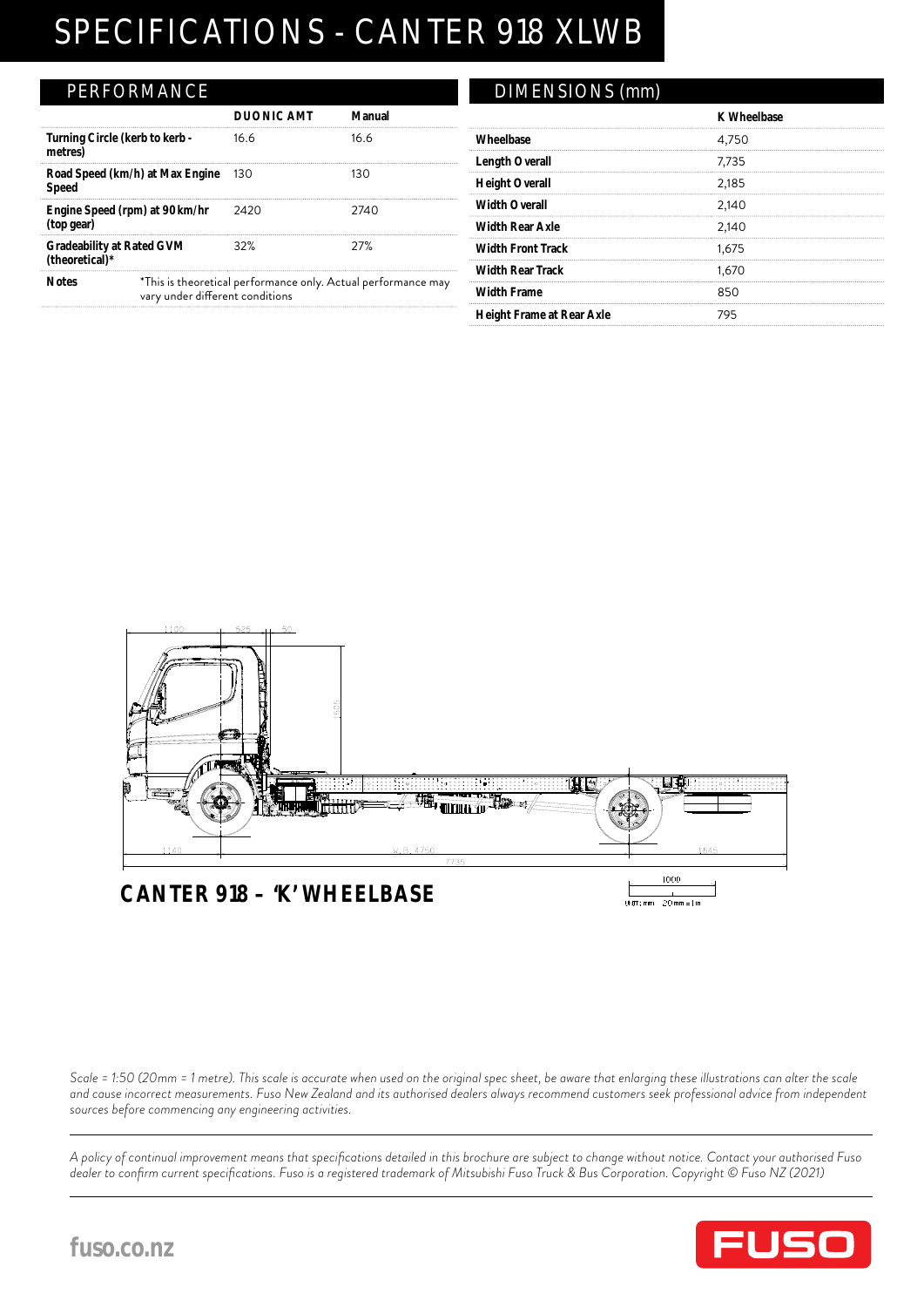# SPECIFICATIONS - CANTER 918 XLWB

## PERFORMANCE

| | DUONIC AMT | Manual |
|---|---|---|
| **Turning Circle (kerb to kerb - metres)** | 16.6 | 16.6 |
| **Road Speed (km/h) at Max Engine Speed** | 130 | 130 |
| **Engine Speed (rpm) at 90 km/hr (top gear)** | 2420 | 2740 |
| **Gradeability at Rated GVM (theoretical)*** | 32% | 27% |
| **Notes** | *This is theoretical performance only. Actual performance may vary under different conditions | |

## DIMENSIONS (mm)

| | K Wheelbase |
|---|---|
| **Wheelbase** | 4,750 |
| **Length Overall** | 7,735 |
| **Height Overall** | 2,185 |
| **Width Overall** | 2,140 |
| **Width Rear Axle** | 2,140 |
| **Width Front Track** | 1,675 |
| **Width Rear Track** | 1,670 |
| **Width Frame** | 850 |
| **Height Frame at Rear Axle** | 795 |

1100
525
50
1505
1140
W.B. 4750
1845
7735

1000
UNIT: mm 20mm = 1m

**CANTER 918 – 'K' WHEELBASE**

*Scale = 1:50 (20mm = 1 metre). This scale is accurate when used on the original spec sheet, be aware that enlarging these illustrations can alter the scale and cause incorrect measurements. Fuso New Zealand and its authorised dealers always recommend customers seek professional advice from independent sources before commencing any engineering activities.*

*A policy of continual improvement means that specifications detailed in this brochure are subject to change without notice. Contact your authorised Fuso dealer to confirm current specifications. Fuso is a registered trademark of Mitsubishi Fuso Truck & Bus Corporation. Copyright © Fuso NZ (2021)*

fuso.co.nz

FUSO